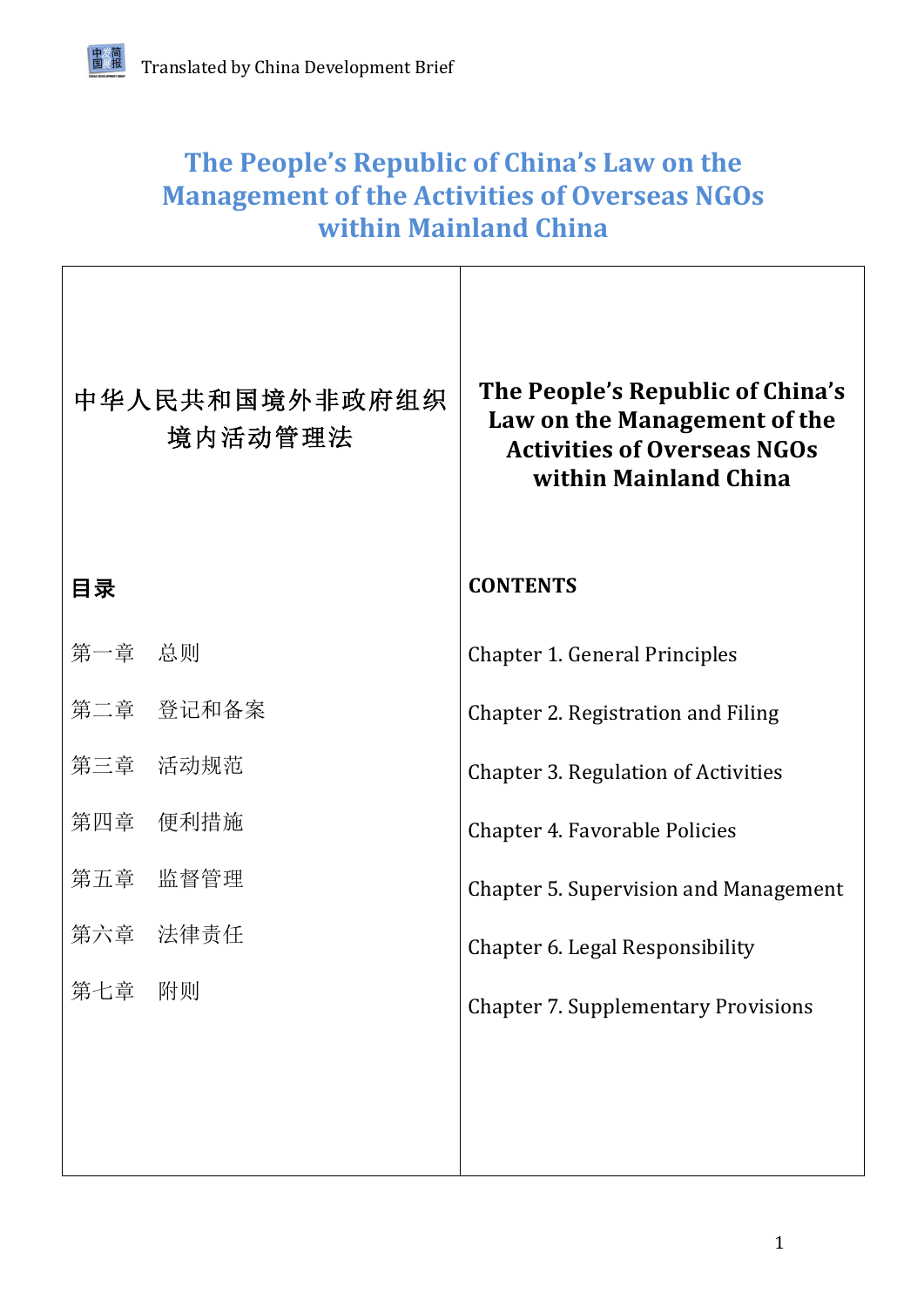Translated by China Development Brief

# The People's Republic of China's Law on the Management of the Activities of Overseas NGOs within Mainland China

| 中华人民共和国境外非政府组织境内活动管理法 | The People's Republic of China's Law on the Management of the Activities of Overseas NGOs within Mainland China |
| --- | --- |
| **目录** | **CONTENTS** |
| 第一章　总则 | Chapter 1. General Principles |
| 第二章　登记和备案 | Chapter 2. Registration and Filing |
| 第三章　活动规范 | Chapter 3. Regulation of Activities |
| 第四章　便利措施 | Chapter 4. Favorable Policies |
| 第五章　监督管理 | Chapter 5. Supervision and Management |
| 第六章　法律责任 | Chapter 6. Legal Responsibility |
| 第七章　附则 | Chapter 7. Supplementary Provisions |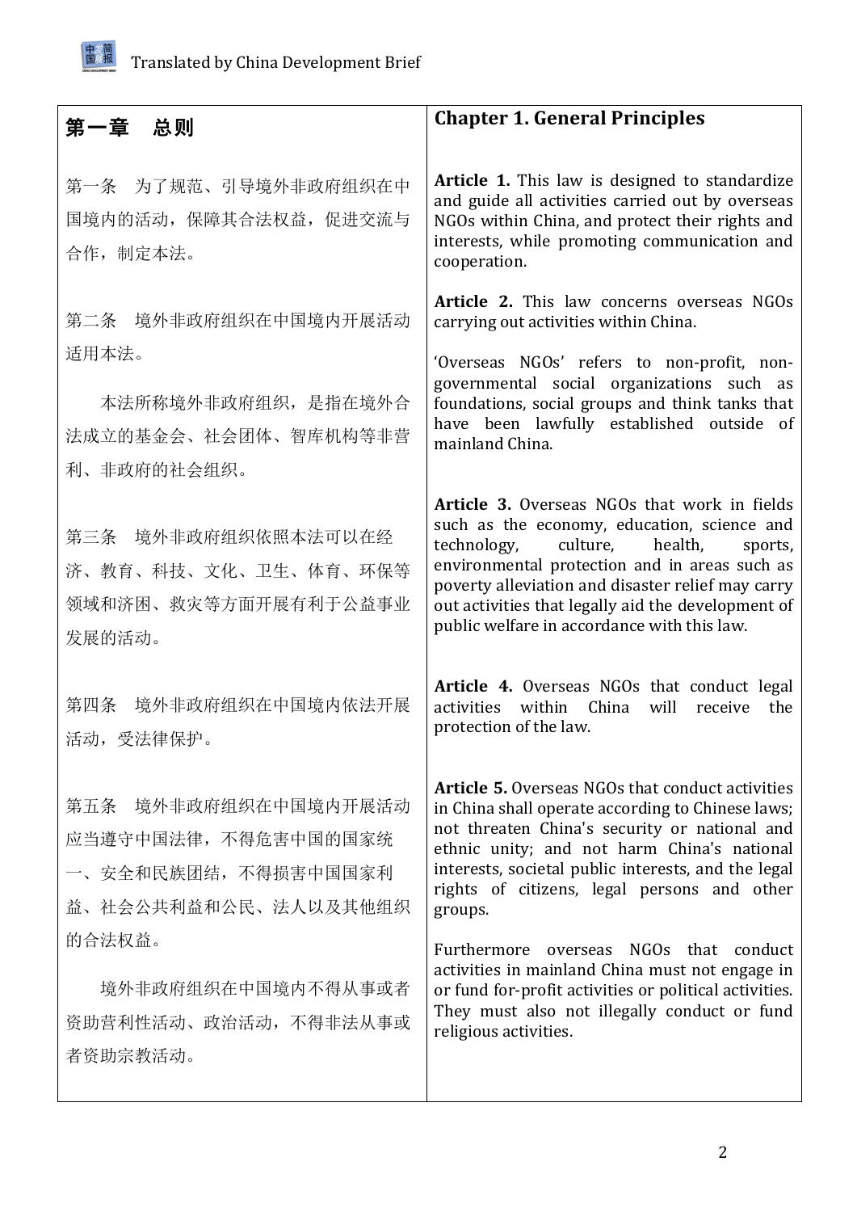| 第一章　总则 | Chapter 1. General Principles |
| --- | --- |
| 第一条　为了规范、引导境外非政府组织在中国境内的活动，保障其合法权益，促进交流与合作，制定本法。 | **Article 1.** This law is designed to standardize and guide all activities carried out by overseas NGOs within China, and protect their rights and interests, while promoting communication and cooperation. |
| 第二条　境外非政府组织在中国境内开展活动适用本法。<br><br>本法所称境外非政府组织，是指在境外合法成立的基金会、社会团体、智库机构等非营利、非政府的社会组织。 | **Article 2.** This law concerns overseas NGOs carrying out activities within China.<br><br>'Overseas NGOs' refers to non-profit, non-governmental social organizations such as foundations, social groups and think tanks that have been lawfully established outside of mainland China. |
| 第三条　境外非政府组织依照本法可以在经济、教育、科技、文化、卫生、体育、环保等领域和济困、救灾等方面开展有利于公益事业发展的活动。 | **Article 3.** Overseas NGOs that work in fields such as the economy, education, science and technology, culture, health, sports, environmental protection and in areas such as poverty alleviation and disaster relief may carry out activities that legally aid the development of public welfare in accordance with this law. |
| 第四条　境外非政府组织在中国境内依法开展活动，受法律保护。 | **Article 4.** Overseas NGOs that conduct legal activities within China will receive the protection of the law. |
| 第五条　境外非政府组织在中国境内开展活动应当遵守中国法律，不得危害中国的国家统一、安全和民族团结，不得损害中国国家利益、社会公共利益和公民、法人以及其他组织的合法权益。<br><br>境外非政府组织在中国境内不得从事或者资助营利性活动、政治活动，不得非法从事或者资助宗教活动。 | **Article 5.** Overseas NGOs that conduct activities in China shall operate according to Chinese laws; not threaten China's security or national and ethnic unity; and not harm China's national interests, societal public interests, and the legal rights of citizens, legal persons and other groups.<br><br>Furthermore overseas NGOs that conduct activities in mainland China must not engage in or fund for-profit activities or political activities. They must also not illegally conduct or fund religious activities. |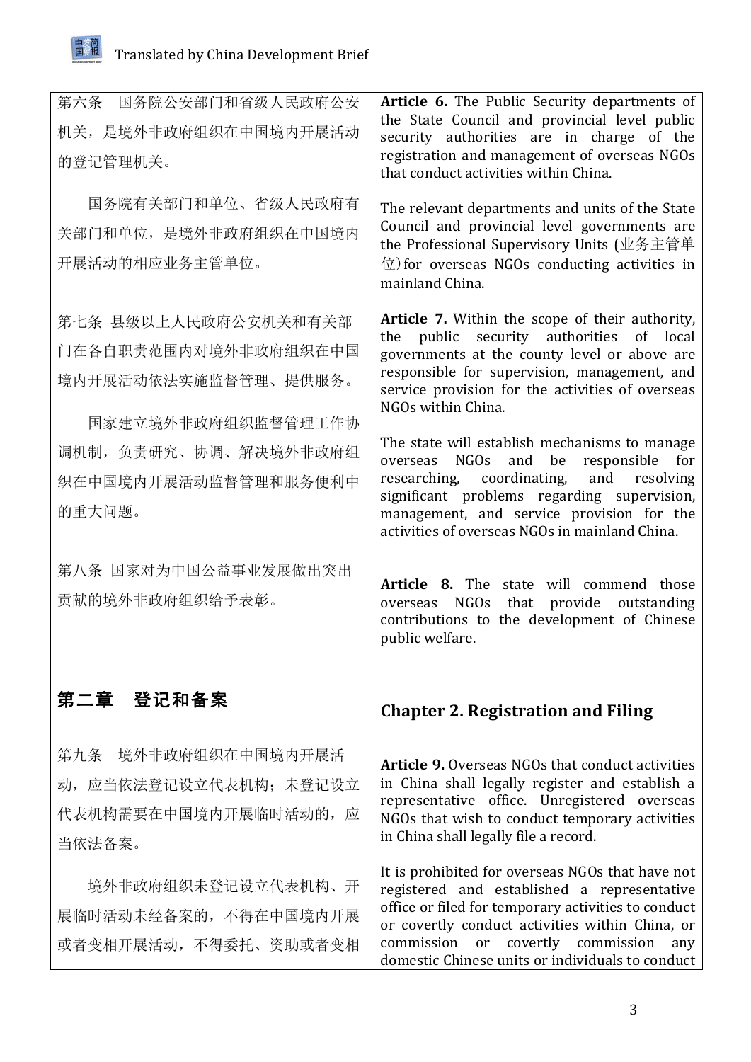| 第六条　国务院公安部门和省级人民政府公安机关，是境外非政府组织在中国境内开展活动的登记管理机关。<br><br>国务院有关部门和单位、省级人民政府有关部门和单位，是境外非政府组织在中国境内开展活动的相应业务主管单位。 | **Article 6.** The Public Security departments of the State Council and provincial level public security authorities are in charge of the registration and management of overseas NGOs that conduct activities within China.<br><br>The relevant departments and units of the State Council and provincial level governments are the Professional Supervisory Units (业务主管单位) for overseas NGOs conducting activities in mainland China. |
|---|---|
| 第七条 县级以上人民政府公安机关和有关部门在各自职责范围内对境外非政府组织在中国境内开展活动依法实施监督管理、提供服务。<br><br>国家建立境外非政府组织监督管理工作协调机制，负责研究、协调、解决境外非政府组织在中国境内开展活动监督管理和服务便利中的重大问题。 | **Article 7.** Within the scope of their authority, the public security authorities of local governments at the county level or above are responsible for supervision, management, and service provision for the activities of overseas NGOs within China.<br><br>The state will establish mechanisms to manage overseas NGOs and be responsible for researching, coordinating, and resolving significant problems regarding supervision, management, and service provision for the activities of overseas NGOs in mainland China. |
| 第八条 国家对为中国公益事业发展做出突出贡献的境外非政府组织给予表彰。 | **Article 8.** The state will commend those overseas NGOs that provide outstanding contributions to the development of Chinese public welfare. |
| **第二章　登记和备案** | **Chapter 2. Registration and Filing** |
| 第九条　境外非政府组织在中国境内开展活动，应当依法登记设立代表机构；未登记设立代表机构需要在中国境内开展临时活动的，应当依法备案。<br><br>境外非政府组织未登记设立代表机构、开展临时活动未经备案的，不得在中国境内开展或者变相开展活动，不得委托、资助或者变相 | **Article 9.** Overseas NGOs that conduct activities in China shall legally register and establish a representative office. Unregistered overseas NGOs that wish to conduct temporary activities in China shall legally file a record.<br><br>It is prohibited for overseas NGOs that have not registered and established a representative office or filed for temporary activities to conduct or covertly conduct activities within China, or commission or covertly commission any domestic Chinese units or individuals to conduct |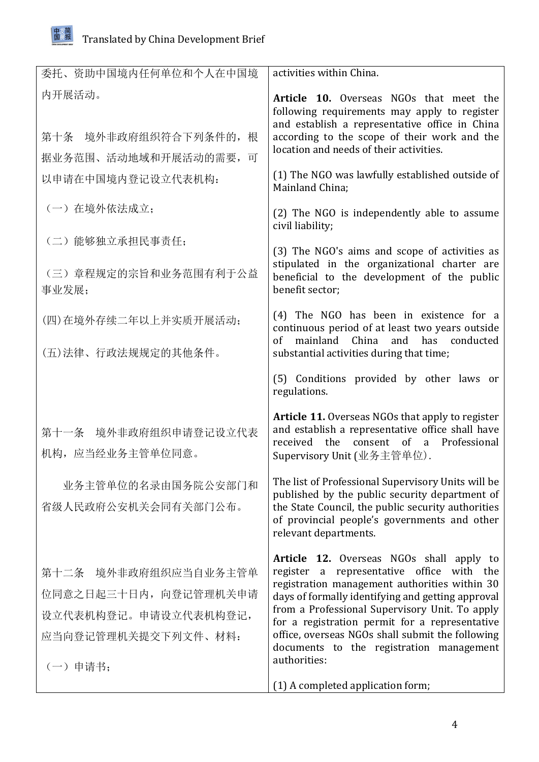| | |
|---|---|
| 委托、资助中国境内任何单位和个人在中国境内开展活动。 | activities within China. |
| 第十条　境外非政府组织符合下列条件的，根据业务范围、活动地域和开展活动的需要，可以申请在中国境内登记设立代表机构： | **Article 10.** Overseas NGOs that meet the following requirements may apply to register and establish a representative office in China according to the scope of their work and the location and needs of their activities. |
| （一）在境外依法成立； | (1) The NGO was lawfully established outside of Mainland China; |
| （二）能够独立承担民事责任； | (2) The NGO is independently able to assume civil liability; |
| （三）章程规定的宗旨和业务范围有利于公益事业发展； | (3) The NGO's aims and scope of activities as stipulated in the organizational charter are beneficial to the development of the public benefit sector; |
| (四)在境外存续二年以上并实质开展活动； | (4) The NGO has been in existence for a continuous period of at least two years outside of mainland China and has conducted substantial activities during that time; |
| (五)法律、行政法规规定的其他条件。 | (5) Conditions provided by other laws or regulations. |
| 第十一条　境外非政府组织申请登记设立代表机构，应当经业务主管单位同意。 | **Article 11.** Overseas NGOs that apply to register and establish a representative office shall have received the consent of a Professional Supervisory Unit (业务主管单位). |
| 业务主管单位的名录由国务院公安部门和省级人民政府公安机关会同有关部门公布。 | The list of Professional Supervisory Units will be published by the public security department of the State Council, the public security authorities of provincial people's governments and other relevant departments. |
| 第十二条　境外非政府组织应当自业务主管单位同意之日起三十日内，向登记管理机关申请设立代表机构登记。申请设立代表机构登记，应当向登记管理机关提交下列文件、材料： | **Article 12.** Overseas NGOs shall apply to register a representative office with the registration management authorities within 30 days of formally identifying and getting approval from a Professional Supervisory Unit. To apply for a registration permit for a representative office, overseas NGOs shall submit the following documents to the registration management authorities: |
| （一）申请书； | (1) A completed application form; |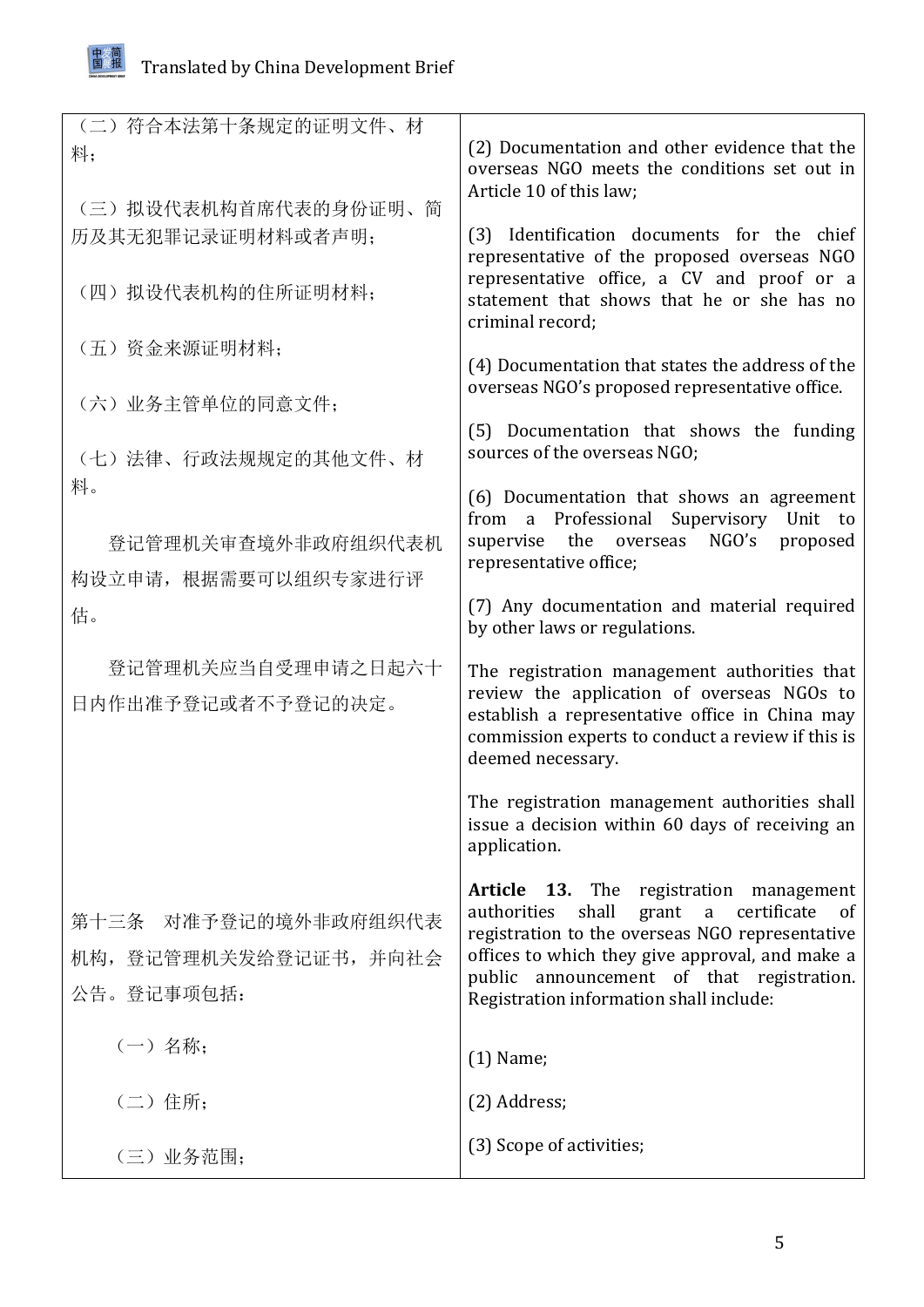| | |
|---|---|
| （二）符合本法第十条规定的证明文件、材料； | (2) Documentation and other evidence that the overseas NGO meets the conditions set out in Article 10 of this law; |
| （三）拟设代表机构首席代表的身份证明、简历及其无犯罪记录证明材料或者声明； | (3) Identification documents for the chief representative of the proposed overseas NGO representative office, a CV and proof or a statement that shows that he or she has no criminal record; |
| （四）拟设代表机构的住所证明材料； | (4) Documentation that states the address of the overseas NGO's proposed representative office. |
| （五）资金来源证明材料； | (5) Documentation that shows the funding sources of the overseas NGO; |
| （六）业务主管单位的同意文件； | (6) Documentation that shows an agreement from a Professional Supervisory Unit to supervise the overseas NGO's proposed representative office; |
| （七）法律、行政法规规定的其他文件、材料。 | (7) Any documentation and material required by other laws or regulations. |
| 登记管理机关审查境外非政府组织代表机构设立申请，根据需要可以组织专家进行评估。 | The registration management authorities that review the application of overseas NGOs to establish a representative office in China may commission experts to conduct a review if this is deemed necessary. |
| 登记管理机关应当自受理申请之日起六十日内作出准予登记或者不予登记的决定。 | The registration management authorities shall issue a decision within 60 days of receiving an application. |
| 第十三条　对准予登记的境外非政府组织代表机构，登记管理机关发给登记证书，并向社会公告。登记事项包括： | **Article 13.** The registration management authorities shall grant a certificate of registration to the overseas NGO representative offices to which they give approval, and make a public announcement of that registration. Registration information shall include: |
| （一）名称； | (1) Name; |
| （二）住所； | (2) Address; |
| （三）业务范围； | (3) Scope of activities; |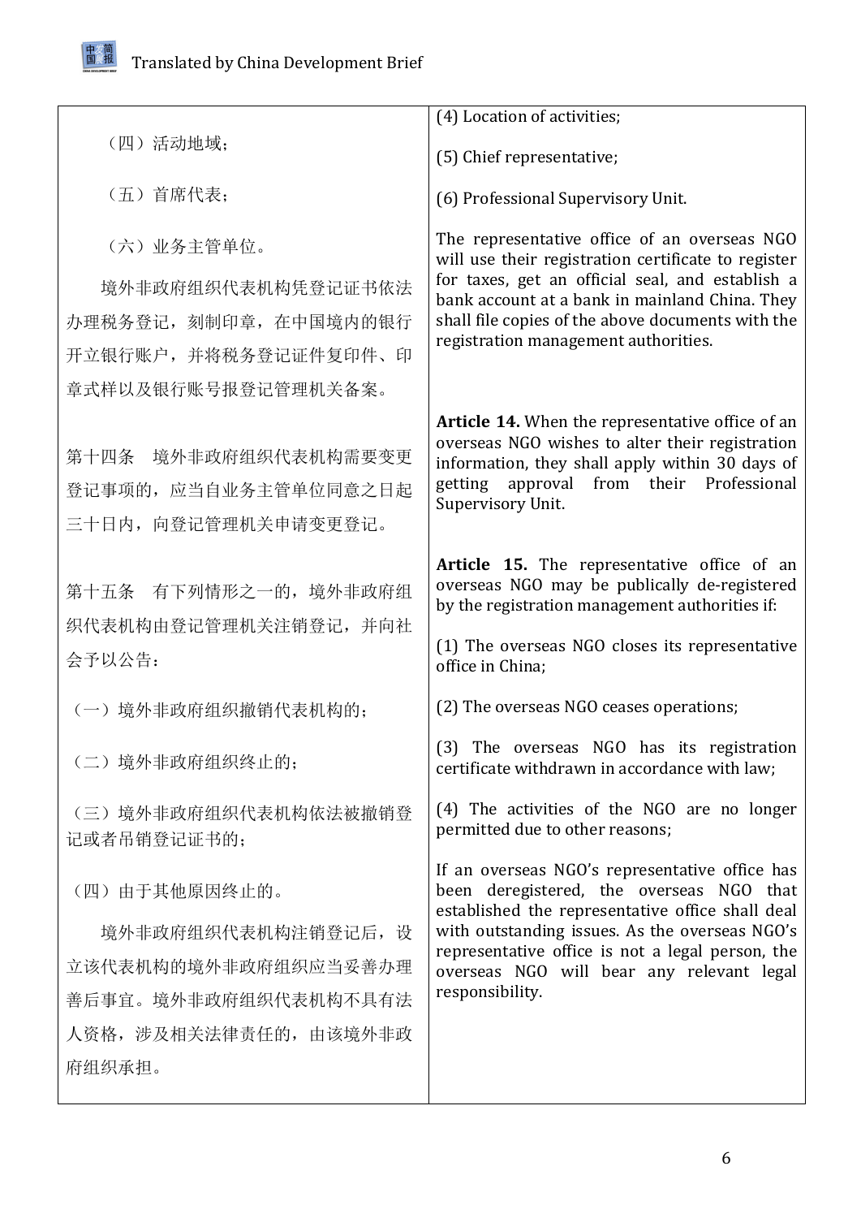| | |
|---|---|
| （四）活动地域； | (4) Location of activities; |
| （五）首席代表； | (5) Chief representative; |
| （六）业务主管单位。 | (6) Professional Supervisory Unit. |
| 境外非政府组织代表机构凭登记证书依法办理税务登记，刻制印章，在中国境内的银行开立银行账户，并将税务登记证件复印件、印章式样以及银行账号报登记管理机关备案。 | The representative office of an overseas NGO will use their registration certificate to register for taxes, get an official seal, and establish a bank account at a bank in mainland China. They shall file copies of the above documents with the registration management authorities. |
| 第十四条　境外非政府组织代表机构需要变更登记事项的，应当自业务主管单位同意之日起三十日内，向登记管理机关申请变更登记。 | **Article 14.** When the representative office of an overseas NGO wishes to alter their registration information, they shall apply within 30 days of getting approval from their Professional Supervisory Unit. |
| 第十五条　有下列情形之一的，境外非政府组织代表机构由登记管理机关注销登记，并向社会予以公告： | **Article 15.** The representative office of an overseas NGO may be publically de-registered by the registration management authorities if: |
| （一）境外非政府组织撤销代表机构的； | (1) The overseas NGO closes its representative office in China; |
| （二）境外非政府组织终止的； | (2) The overseas NGO ceases operations; |
| （三）境外非政府组织代表机构依法被撤销登记或者吊销登记证书的； | (3) The overseas NGO has its registration certificate withdrawn in accordance with law; |
| （四）由于其他原因终止的。 | (4) The activities of the NGO are no longer permitted due to other reasons; |
| 境外非政府组织代表机构注销登记后，设立该代表机构的境外非政府组织应当妥善办理善后事宜。境外非政府组织代表机构不具有法人资格，涉及相关法律责任的，由该境外非政府组织承担。 | If an overseas NGO's representative office has been deregistered, the overseas NGO that established the representative office shall deal with outstanding issues. As the overseas NGO's representative office is not a legal person, the overseas NGO will bear any relevant legal responsibility. |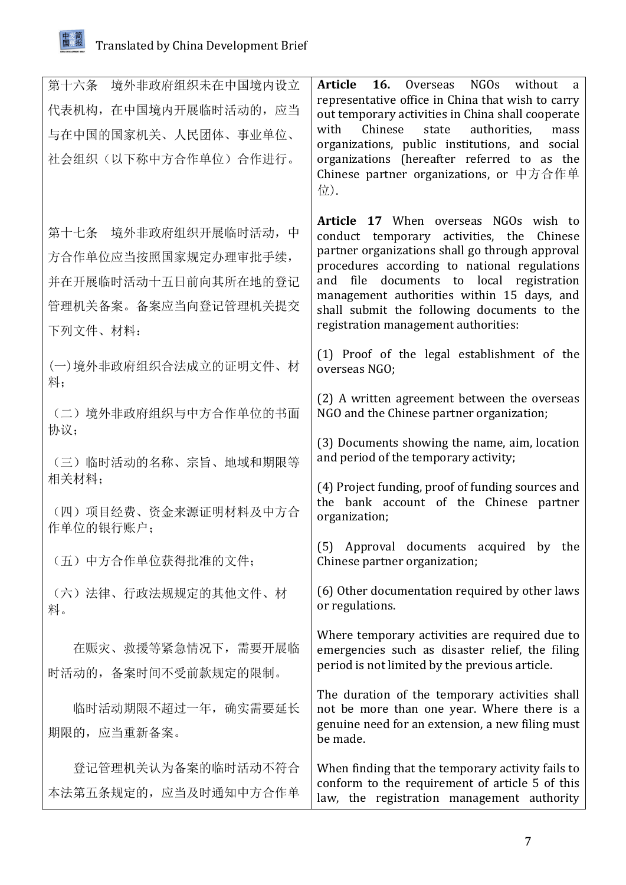| | |
|---|---|
| 第十六条　境外非政府组织未在中国境内设立代表机构，在中国境内开展临时活动的，应当与在中国的国家机关、人民团体、事业单位、社会组织（以下称中方合作单位）合作进行。 | **Article 16.** Overseas NGOs without a representative office in China that wish to carry out temporary activities in China shall cooperate with Chinese state authorities, mass organizations, public institutions, and social organizations (hereafter referred to as the Chinese partner organizations, or 中方合作单位). |
| 第十七条　境外非政府组织开展临时活动，中方合作单位应当按照国家规定办理审批手续，并在开展临时活动十五日前向其所在地的登记管理机关备案。备案应当向登记管理机关提交下列文件、材料： | **Article 17** When overseas NGOs wish to conduct temporary activities, the Chinese partner organizations shall go through approval procedures according to national regulations and file documents to local registration management authorities within 15 days, and shall submit the following documents to the registration management authorities: |
| (一)境外非政府组织合法成立的证明文件、材料； | (1) Proof of the legal establishment of the overseas NGO; |
| （二）境外非政府组织与中方合作单位的书面协议； | (2) A written agreement between the overseas NGO and the Chinese partner organization; |
| （三）临时活动的名称、宗旨、地域和期限等相关材料； | (3) Documents showing the name, aim, location and period of the temporary activity; |
| （四）项目经费、资金来源证明材料及中方合作单位的银行账户； | (4) Project funding, proof of funding sources and the bank account of the Chinese partner organization; |
| （五）中方合作单位获得批准的文件； | (5) Approval documents acquired by the Chinese partner organization; |
| （六）法律、行政法规规定的其他文件、材料。 | (6) Other documentation required by other laws or regulations. |
| 在赈灾、救援等紧急情况下，需要开展临时活动的，备案时间不受前款规定的限制。 | Where temporary activities are required due to emergencies such as disaster relief, the filing period is not limited by the previous article. |
| 临时活动期限不超过一年，确实需要延长期限的，应当重新备案。 | The duration of the temporary activities shall not be more than one year. Where there is a genuine need for an extension, a new filing must be made. |
| 登记管理机关认为备案的临时活动不符合本法第五条规定的，应当及时通知中方合作单 | When finding that the temporary activity fails to conform to the requirement of article 5 of this law, the registration management authority |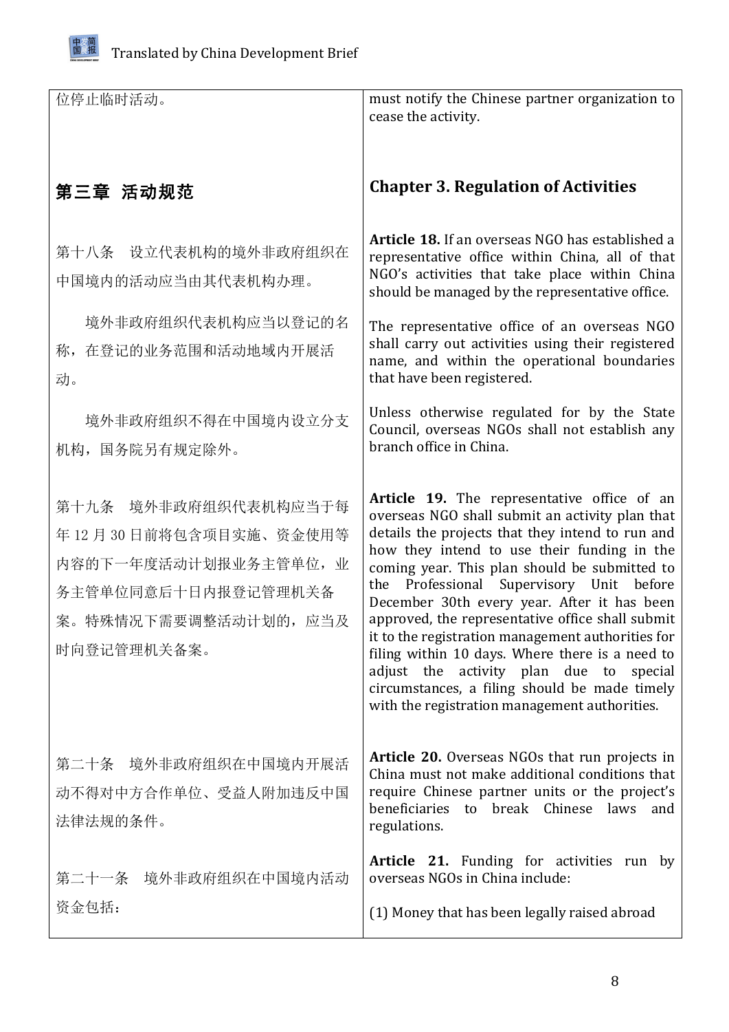| | |
|---|---|
| 位停止临时活动。 | must notify the Chinese partner organization to cease the activity. |
| **第三章 活动规范** | **Chapter 3. Regulation of Activities** |
| 第十八条　设立代表机构的境外非政府组织在中国境内的活动应当由其代表机构办理。<br><br>境外非政府组织代表机构应当以登记的名称，在登记的业务范围和活动地域内开展活动。<br><br>境外非政府组织不得在中国境内设立分支机构，国务院另有规定除外。 | **Article 18.** If an overseas NGO has established a representative office within China, all of that NGO's activities that take place within China should be managed by the representative office.<br><br>The representative office of an overseas NGO shall carry out activities using their registered name, and within the operational boundaries that have been registered.<br><br>Unless otherwise regulated for by the State Council, overseas NGOs shall not establish any branch office in China. |
| 第十九条　境外非政府组织代表机构应当于每年 12 月 30 日前将包含项目实施、资金使用等内容的下一年度活动计划报业务主管单位，业务主管单位同意后十日内报登记管理机关备案。特殊情况下需要调整活动计划的，应当及时向登记管理机关备案。 | **Article 19.** The representative office of an overseas NGO shall submit an activity plan that details the projects that they intend to run and how they intend to use their funding in the coming year. This plan should be submitted to the Professional Supervisory Unit before December 30th every year. After it has been approved, the representative office shall submit it to the registration management authorities for filing within 10 days. Where there is a need to adjust the activity plan due to special circumstances, a filing should be made timely with the registration management authorities. |
| 第二十条　境外非政府组织在中国境内开展活动不得对中方合作单位、受益人附加违反中国法律法规的条件。 | **Article 20.** Overseas NGOs that run projects in China must not make additional conditions that require Chinese partner units or the project's beneficiaries to break Chinese laws and regulations. |
| 第二十一条　境外非政府组织在中国境内活动资金包括： | **Article 21.** Funding for activities run by overseas NGOs in China include:<br><br>(1) Money that has been legally raised abroad |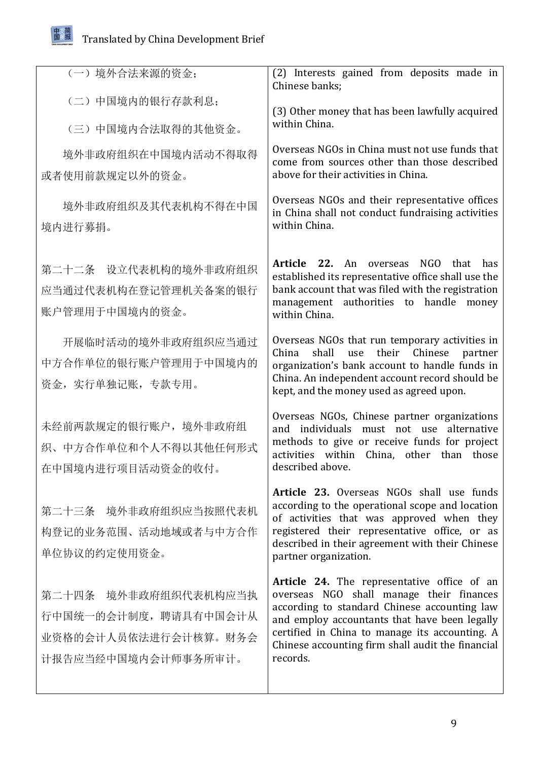| | |
|---|---|
| （一）境外合法来源的资金；<br>（二）中国境内的银行存款利息；<br>（三）中国境内合法取得的其他资金。 | (2) Interests gained from deposits made in Chinese banks;<br>(3) Other money that has been lawfully acquired within China. |
| 境外非政府组织在中国境内活动不得取得或者使用前款规定以外的资金。 | Overseas NGOs in China must not use funds that come from sources other than those described above for their activities in China. |
| 境外非政府组织及其代表机构不得在中国境内进行募捐。 | Overseas NGOs and their representative offices in China shall not conduct fundraising activities within China. |
| 第二十二条　设立代表机构的境外非政府组织应当通过代表机构在登记管理机关备案的银行账户管理用于中国境内的资金。 | **Article 22.** An overseas NGO that has established its representative office shall use the bank account that was filed with the registration management authorities to handle money within China. |
| 开展临时活动的境外非政府组织应当通过中方合作单位的银行账户管理用于中国境内的资金，实行单独记账，专款专用。 | Overseas NGOs that run temporary activities in China shall use their Chinese partner organization's bank account to handle funds in China. An independent account record should be kept, and the money used as agreed upon. |
| 未经前两款规定的银行账户，境外非政府组织、中方合作单位和个人不得以其他任何形式在中国境内进行项目活动资金的收付。 | Overseas NGOs, Chinese partner organizations and individuals must not use alternative methods to give or receive funds for project activities within China, other than those described above. |
| 第二十三条　境外非政府组织应当按照代表机构登记的业务范围、活动地域或者与中方合作单位协议的约定使用资金。 | **Article 23.** Overseas NGOs shall use funds according to the operational scope and location of activities that was approved when they registered their representative office, or as described in their agreement with their Chinese partner organization. |
| 第二十四条　境外非政府组织代表机构应当执行中国统一的会计制度，聘请具有中国会计从业资格的会计人员依法进行会计核算。财务会计报告应当经中国境内会计师事务所审计。 | **Article 24.** The representative office of an overseas NGO shall manage their finances according to standard Chinese accounting law and employ accountants that have been legally certified in China to manage its accounting. A Chinese accounting firm shall audit the financial records. |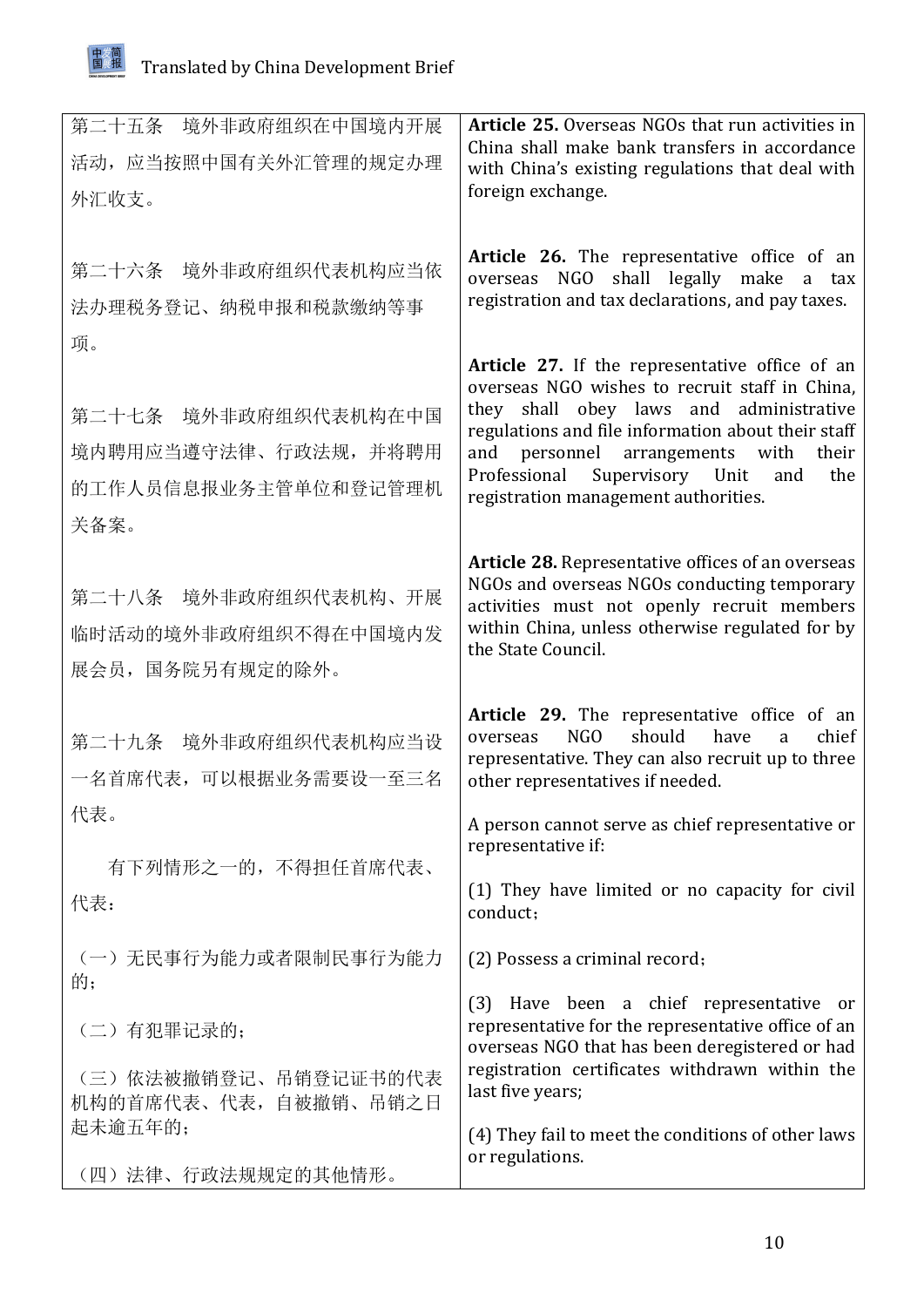| | |
|---|---|
| 第二十五条　境外非政府组织在中国境内开展活动，应当按照中国有关外汇管理的规定办理外汇收支。 | **Article 25.** Overseas NGOs that run activities in China shall make bank transfers in accordance with China's existing regulations that deal with foreign exchange. |
| 第二十六条　境外非政府组织代表机构应当依法办理税务登记、纳税申报和税款缴纳等事项。 | **Article 26.** The representative office of an overseas NGO shall legally make a tax registration and tax declarations, and pay taxes. |
| 第二十七条　境外非政府组织代表机构在中国境内聘用应当遵守法律、行政法规，并将聘用的工作人员信息报业务主管单位和登记管理机关备案。 | **Article 27.** If the representative office of an overseas NGO wishes to recruit staff in China, they shall obey laws and administrative regulations and file information about their staff and personnel arrangements with their Professional Supervisory Unit and the registration management authorities. |
| 第二十八条　境外非政府组织代表机构、开展临时活动的境外非政府组织不得在中国境内发展会员，国务院另有规定的除外。 | **Article 28.** Representative offices of an overseas NGOs and overseas NGOs conducting temporary activities must not openly recruit members within China, unless otherwise regulated for by the State Council. |
| 第二十九条　境外非政府组织代表机构应当设一名首席代表，可以根据业务需要设一至三名代表。<br><br>有下列情形之一的，不得担任首席代表、代表：<br><br>（一）无民事行为能力或者限制民事行为能力的；<br><br>（二）有犯罪记录的；<br><br>（三）依法被撤销登记、吊销登记证书的代表机构的首席代表、代表，自被撤销、吊销之日起未逾五年的；<br><br>（四）法律、行政法规规定的其他情形。 | **Article 29.** The representative office of an overseas NGO should have a chief representative. They can also recruit up to three other representatives if needed.<br><br>A person cannot serve as chief representative or representative if:<br><br>(1) They have limited or no capacity for civil conduct;<br><br>(2) Possess a criminal record;<br><br>(3) Have been a chief representative or representative for the representative office of an overseas NGO that has been deregistered or had registration certificates withdrawn within the last five years;<br><br>(4) They fail to meet the conditions of other laws or regulations. |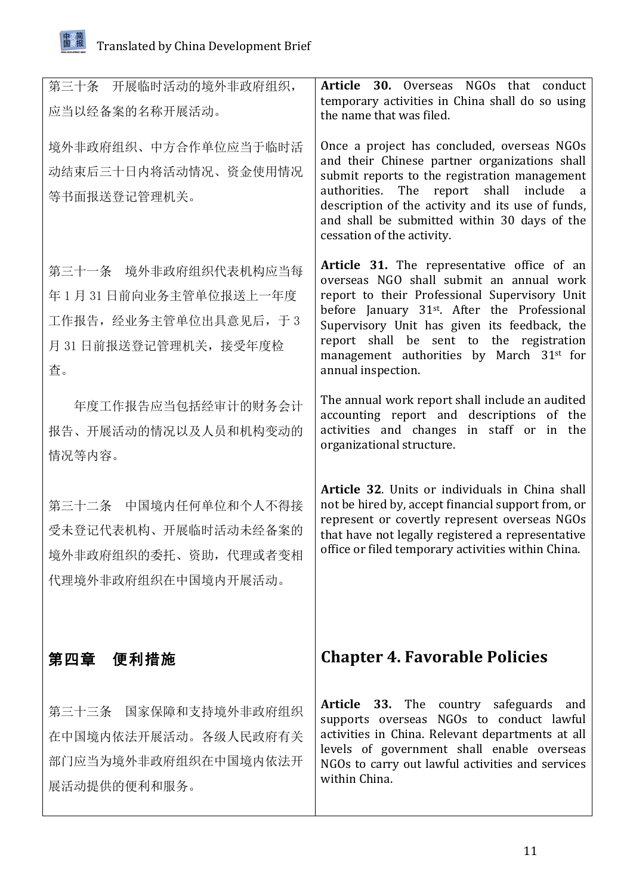| | |
|---|---|
| 第三十条　开展临时活动的境外非政府组织，应当以经备案的名称开展活动。 | **Article 30.** Overseas NGOs that conduct temporary activities in China shall do so using the name that was filed. |
| 境外非政府组织、中方合作单位应当于临时活动结束后三十日内将活动情况、资金使用情况等书面报送登记管理机关。 | Once a project has concluded, overseas NGOs and their Chinese partner organizations shall submit reports to the registration management authorities. The report shall include a description of the activity and its use of funds, and shall be submitted within 30 days of the cessation of the activity. |
| 第三十一条　境外非政府组织代表机构应当每年 1 月 31 日前向业务主管单位报送上一年度工作报告，经业务主管单位出具意见后，于 3 月 31 日前报送登记管理机关，接受年度检查。 | **Article 31.** The representative office of an overseas NGO shall submit an annual work report to their Professional Supervisory Unit before January 31st. After the Professional Supervisory Unit has given its feedback, the report shall be sent to the registration management authorities by March 31st for annual inspection. |
| 年度工作报告应当包括经审计的财务会计报告、开展活动的情况以及人员和机构变动的情况等内容。 | The annual work report shall include an audited accounting report and descriptions of the activities and changes in staff or in the organizational structure. |
| 第三十二条　中国境内任何单位和个人不得接受未登记代表机构、开展临时活动未经备案的境外非政府组织的委托、资助，代理或者变相代理境外非政府组织在中国境内开展活动。 | **Article 32**. Units or individuals in China shall not be hired by, accept financial support from, or represent or covertly represent overseas NGOs that have not legally registered a representative office or filed temporary activities within China. |
| **第四章　便利措施** | **Chapter 4. Favorable Policies** |
| 第三十三条　国家保障和支持境外非政府组织在中国境内依法开展活动。各级人民政府有关部门应当为境外非政府组织在中国境内依法开展活动提供的便利和服务。 | **Article 33.** The country safeguards and supports overseas NGOs to conduct lawful activities in China. Relevant departments at all levels of government shall enable overseas NGOs to carry out lawful activities and services within China. |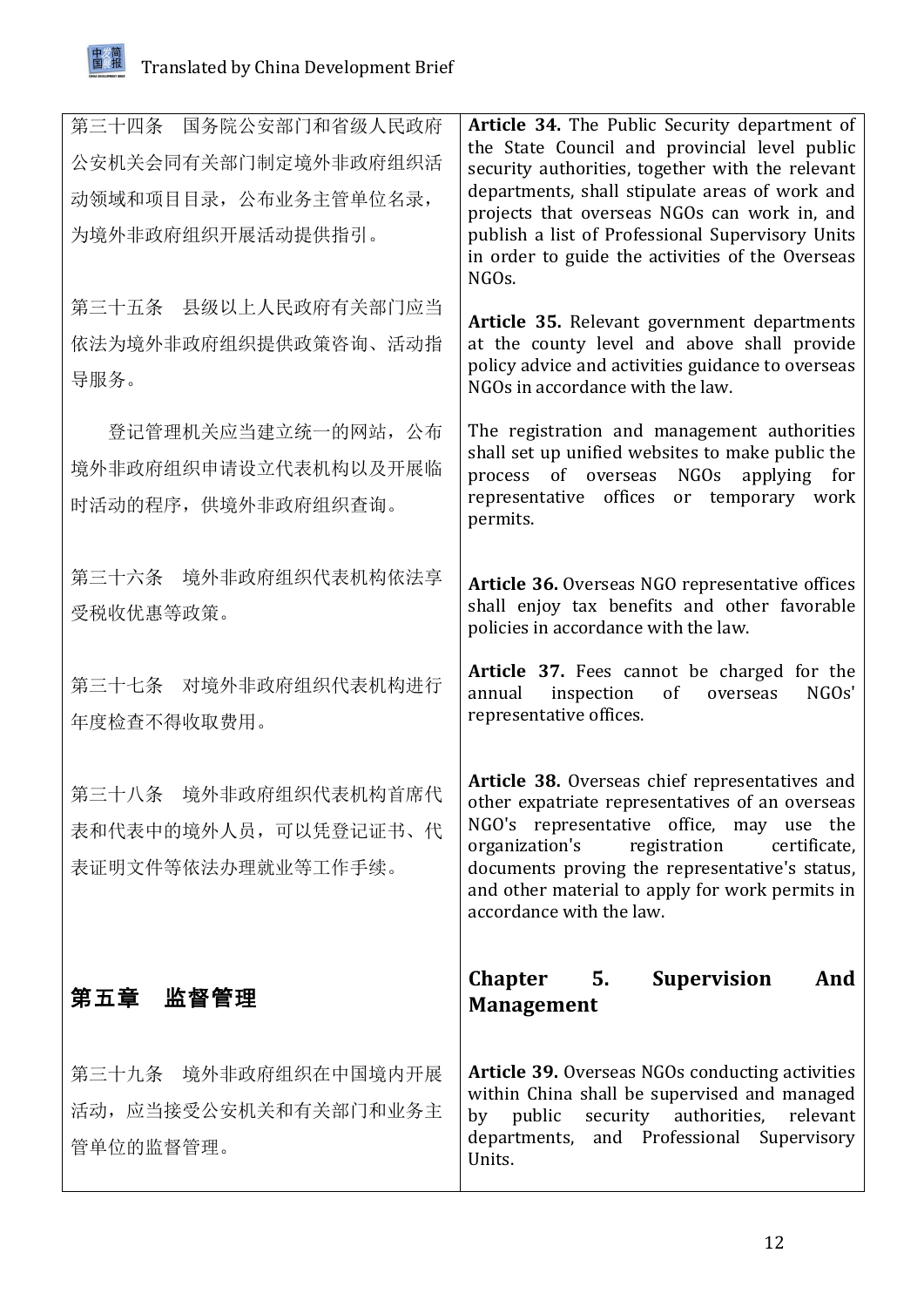| | |
|---|---|
| 第三十四条　国务院公安部门和省级人民政府公安机关会同有关部门制定境外非政府组织活动领域和项目目录，公布业务主管单位名录，为境外非政府组织开展活动提供指引。 | **Article 34.** The Public Security department of the State Council and provincial level public security authorities, together with the relevant departments, shall stipulate areas of work and projects that overseas NGOs can work in, and publish a list of Professional Supervisory Units in order to guide the activities of the Overseas NGOs. |
| 第三十五条　县级以上人民政府有关部门应当依法为境外非政府组织提供政策咨询、活动指导服务。 | **Article 35.** Relevant government departments at the county level and above shall provide policy advice and activities guidance to overseas NGOs in accordance with the law. |
| 登记管理机关应当建立统一的网站，公布境外非政府组织申请设立代表机构以及开展临时活动的程序，供境外非政府组织查询。 | The registration and management authorities shall set up unified websites to make public the process of overseas NGOs applying for representative offices or temporary work permits. |
| 第三十六条　境外非政府组织代表机构依法享受税收优惠等政策。 | **Article 36.** Overseas NGO representative offices shall enjoy tax benefits and other favorable policies in accordance with the law. |
| 第三十七条　对境外非政府组织代表机构进行年度检查不得收取费用。 | **Article 37.** Fees cannot be charged for the annual inspection of overseas NGOs' representative offices. |
| 第三十八条　境外非政府组织代表机构首席代表和代表中的境外人员，可以凭登记证书、代表证明文件等依法办理就业等工作手续。 | **Article 38.** Overseas chief representatives and other expatriate representatives of an overseas NGO's representative office, may use the organization's registration certificate, documents proving the representative's status, and other material to apply for work permits in accordance with the law. |
| **第五章　监督管理** | **Chapter 5. Supervision And Management** |
| 第三十九条　境外非政府组织在中国境内开展活动，应当接受公安机关和有关部门和业务主管单位的监督管理。 | **Article 39.** Overseas NGOs conducting activities within China shall be supervised and managed by public security authorities, relevant departments, and Professional Supervisory Units. |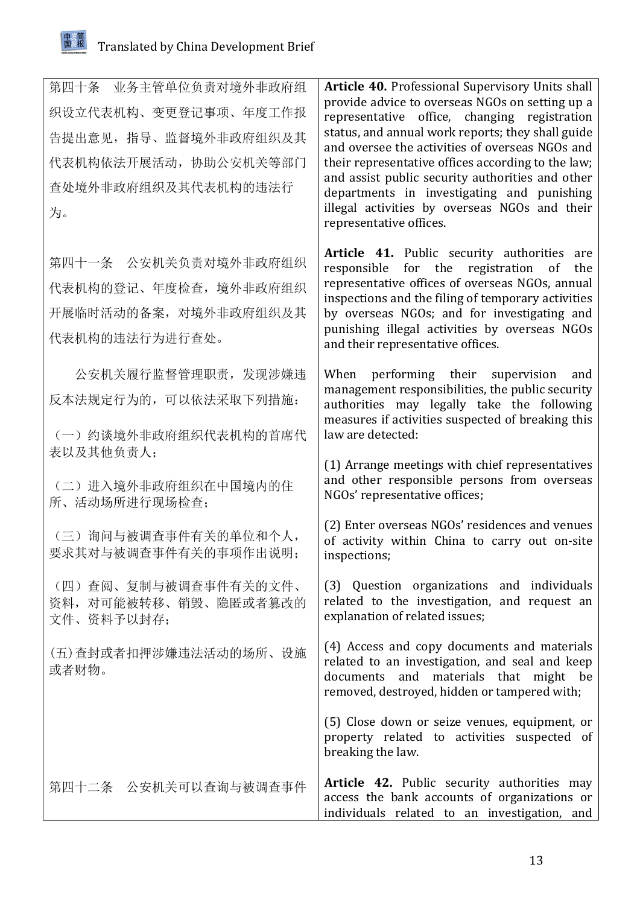| 第四十条　业务主管单位负责对境外非政府组织设立代表机构、变更登记事项、年度工作报告提出意见，指导、监督境外非政府组织及其代表机构依法开展活动，协助公安机关等部门查处境外非政府组织及其代表机构的违法行为。 | **Article 40.** Professional Supervisory Units shall provide advice to overseas NGOs on setting up a representative office, changing registration status, and annual work reports; they shall guide and oversee the activities of overseas NGOs and their representative offices according to the law; and assist public security authorities and other departments in investigating and punishing illegal activities by overseas NGOs and their representative offices. |
|---|---|
| 第四十一条　公安机关负责对境外非政府组织代表机构的登记、年度检查，境外非政府组织开展临时活动的备案，对境外非政府组织及其代表机构的违法行为进行查处。 | **Article 41.** Public security authorities are responsible for the registration of the representative offices of overseas NGOs, annual inspections and the filing of temporary activities by overseas NGOs; and for investigating and punishing illegal activities by overseas NGOs and their representative offices. |
| 公安机关履行监督管理职责，发现涉嫌违反本法规定行为的，可以依法采取下列措施： | When performing their supervision and management responsibilities, the public security authorities may legally take the following measures if activities suspected of breaking this law are detected: |
| （一）约谈境外非政府组织代表机构的首席代表以及其他负责人； | (1) Arrange meetings with chief representatives and other responsible persons from overseas NGOs' representative offices; |
| （二）进入境外非政府组织在中国境内的住所、活动场所进行现场检查； | (2) Enter overseas NGOs' residences and venues of activity within China to carry out on-site inspections; |
| （三）询问与被调查事件有关的单位和个人，要求其对与被调查事件有关的事项作出说明； | (3) Question organizations and individuals related to the investigation, and request an explanation of related issues; |
| （四）查阅、复制与被调查事件有关的文件、资料，对可能被转移、销毁、隐匿或者篡改的文件、资料予以封存； | (4) Access and copy documents and materials related to an investigation, and seal and keep documents and materials that might be removed, destroyed, hidden or tampered with; |
| (五)查封或者扣押涉嫌违法活动的场所、设施或者财物。 | (5) Close down or seize venues, equipment, or property related to activities suspected of breaking the law. |
| 第四十二条　公安机关可以查询与被调查事件 | **Article 42.** Public security authorities may access the bank accounts of organizations or individuals related to an investigation, and |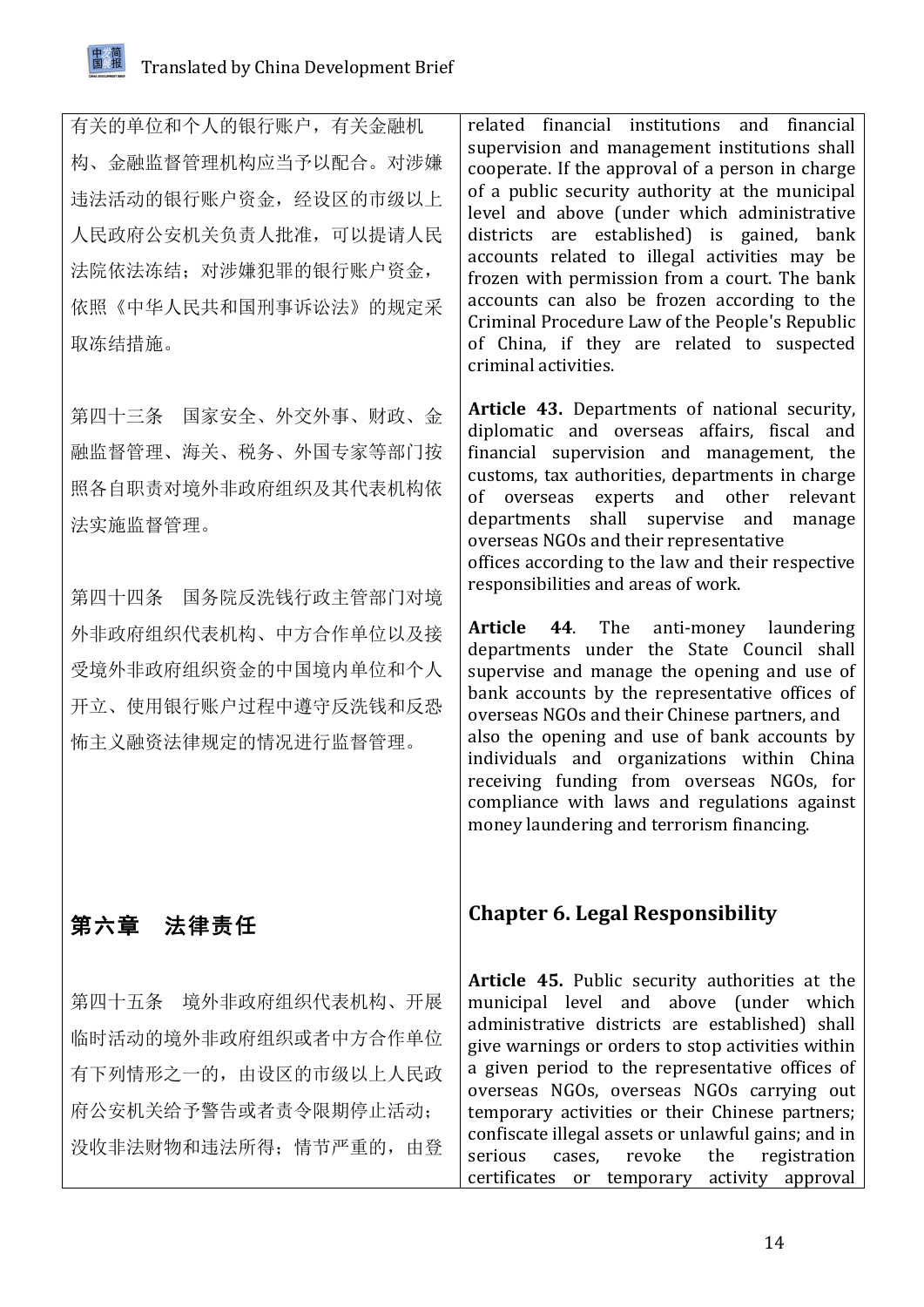| | |
|---|---|
| 有关的单位和个人的银行账户，有关金融机构、金融监督管理机构应当予以配合。对涉嫌违法活动的银行账户资金，经设区的市级以上人民政府公安机关负责人批准，可以提请人民法院依法冻结；对涉嫌犯罪的银行账户资金，依照《中华人民共和国刑事诉讼法》的规定采取冻结措施。 | related financial institutions and financial supervision and management institutions shall cooperate. If the approval of a person in charge of a public security authority at the municipal level and above (under which administrative districts are established) is gained, bank accounts related to illegal activities may be frozen with permission from a court. The bank accounts can also be frozen according to the Criminal Procedure Law of the People's Republic of China, if they are related to suspected criminal activities. |
| 第四十三条　国家安全、外交外事、财政、金融监督管理、海关、税务、外国专家等部门按照各自职责对境外非政府组织及其代表机构依法实施监督管理。 | **Article 43.** Departments of national security, diplomatic and overseas affairs, fiscal and financial supervision and management, the customs, tax authorities, departments in charge of overseas experts and other relevant departments shall supervise and manage overseas NGOs and their representative offices according to the law and their respective responsibilities and areas of work. |
| 第四十四条　国务院反洗钱行政主管部门对境外非政府组织代表机构、中方合作单位以及接受境外非政府组织资金的中国境内单位和个人开立、使用银行账户过程中遵守反洗钱和反恐怖主义融资法律规定的情况进行监督管理。 | **Article 44**. The anti-money laundering departments under the State Council shall supervise and manage the opening and use of bank accounts by the representative offices of overseas NGOs and their Chinese partners, and also the opening and use of bank accounts by individuals and organizations within China receiving funding from overseas NGOs, for compliance with laws and regulations against money laundering and terrorism financing. |
| **第六章　法律责任** | **Chapter 6. Legal Responsibility** |
| 第四十五条　境外非政府组织代表机构、开展临时活动的境外非政府组织或者中方合作单位有下列情形之一的，由设区的市级以上人民政府公安机关给予警告或者责令限期停止活动；没收非法财物和违法所得；情节严重的，由登 | **Article 45.** Public security authorities at the municipal level and above (under which administrative districts are established) shall give warnings or orders to stop activities within a given period to the representative offices of overseas NGOs, overseas NGOs carrying out temporary activities or their Chinese partners; confiscate illegal assets or unlawful gains; and in serious cases, revoke the registration certificates or temporary activity approval |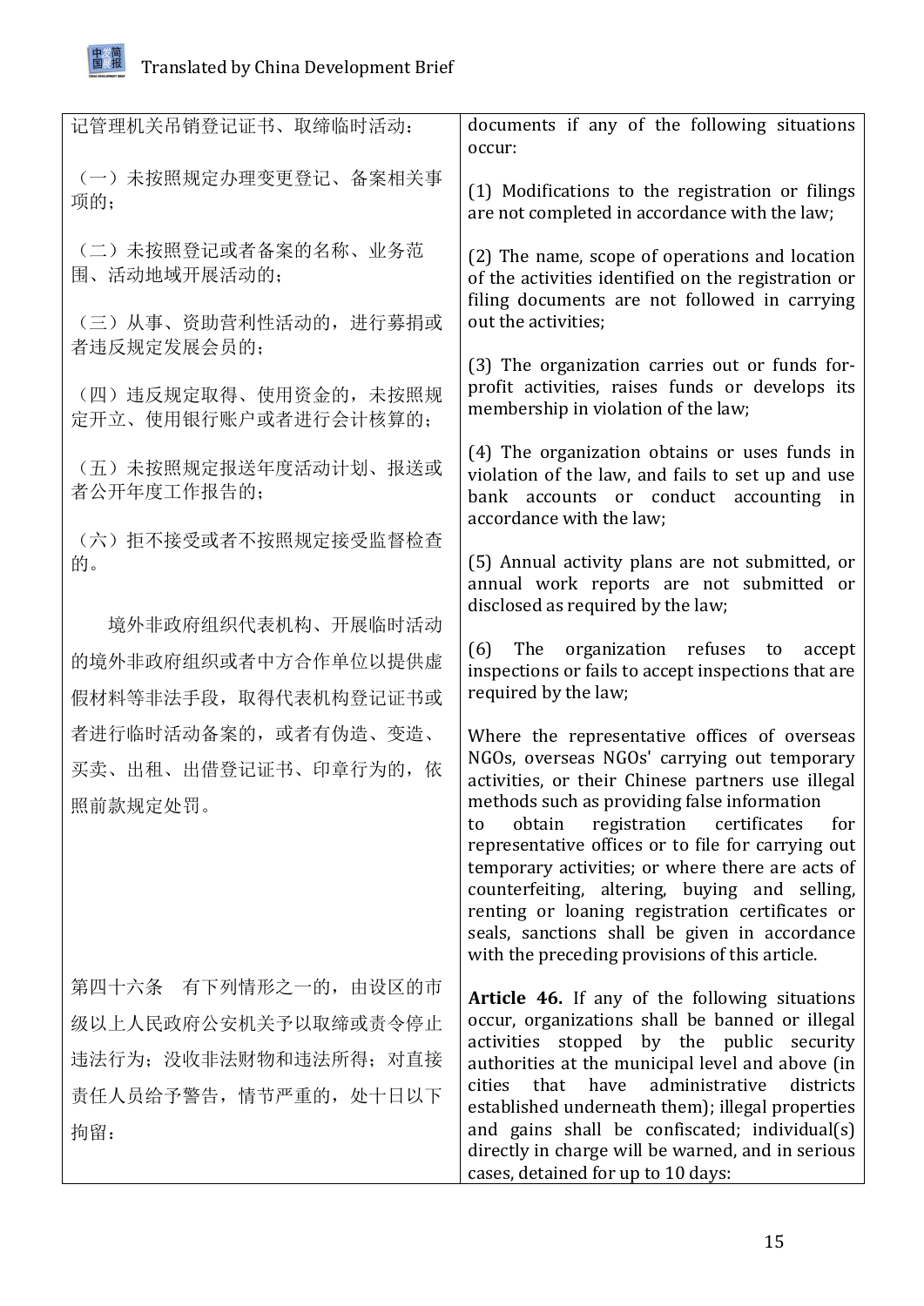| | |
|---|---|
| 记管理机关吊销登记证书、取缔临时活动： | documents if any of the following situations occur: |
| （一）未按照规定办理变更登记、备案相关事项的； | (1) Modifications to the registration or filings are not completed in accordance with the law; |
| （二）未按照登记或者备案的名称、业务范围、活动地域开展活动的； | (2) The name, scope of operations and location of the activities identified on the registration or filing documents are not followed in carrying out the activities; |
| （三）从事、资助营利性活动的，进行募捐或者违反规定发展会员的； | (3) The organization carries out or funds for-profit activities, raises funds or develops its membership in violation of the law; |
| （四）违反规定取得、使用资金的，未按照规定开立、使用银行账户或者进行会计核算的； | (4) The organization obtains or uses funds in violation of the law, and fails to set up and use bank accounts or conduct accounting in accordance with the law; |
| （五）未按照规定报送年度活动计划、报送或者公开年度工作报告的； | (5) Annual activity plans are not submitted, or annual work reports are not submitted or disclosed as required by the law; |
| （六）拒不接受或者不按照规定接受监督检查的。 | (6) The organization refuses to accept inspections or fails to accept inspections that are required by the law; |
| 境外非政府组织代表机构、开展临时活动的境外非政府组织或者中方合作单位以提供虚假材料等非法手段，取得代表机构登记证书或者进行临时活动备案的，或者有伪造、变造、买卖、出租、出借登记证书、印章行为的，依照前款规定处罚。 | Where the representative offices of overseas NGOs, overseas NGOs' carrying out temporary activities, or their Chinese partners use illegal methods such as providing false information to obtain registration certificates for representative offices or to file for carrying out temporary activities; or where there are acts of counterfeiting, altering, buying and selling, renting or loaning registration certificates or seals, sanctions shall be given in accordance with the preceding provisions of this article. |
| 第四十六条　有下列情形之一的，由设区的市级以上人民政府公安机关予以取缔或责令停止违法行为；没收非法财物和违法所得；对直接责任人员给予警告，情节严重的，处十日以下拘留： | **Article 46.** If any of the following situations occur, organizations shall be banned or illegal activities stopped by the public security authorities at the municipal level and above (in cities that have administrative districts established underneath them); illegal properties and gains shall be confiscated; individual(s) directly in charge will be warned, and in serious cases, detained for up to 10 days: |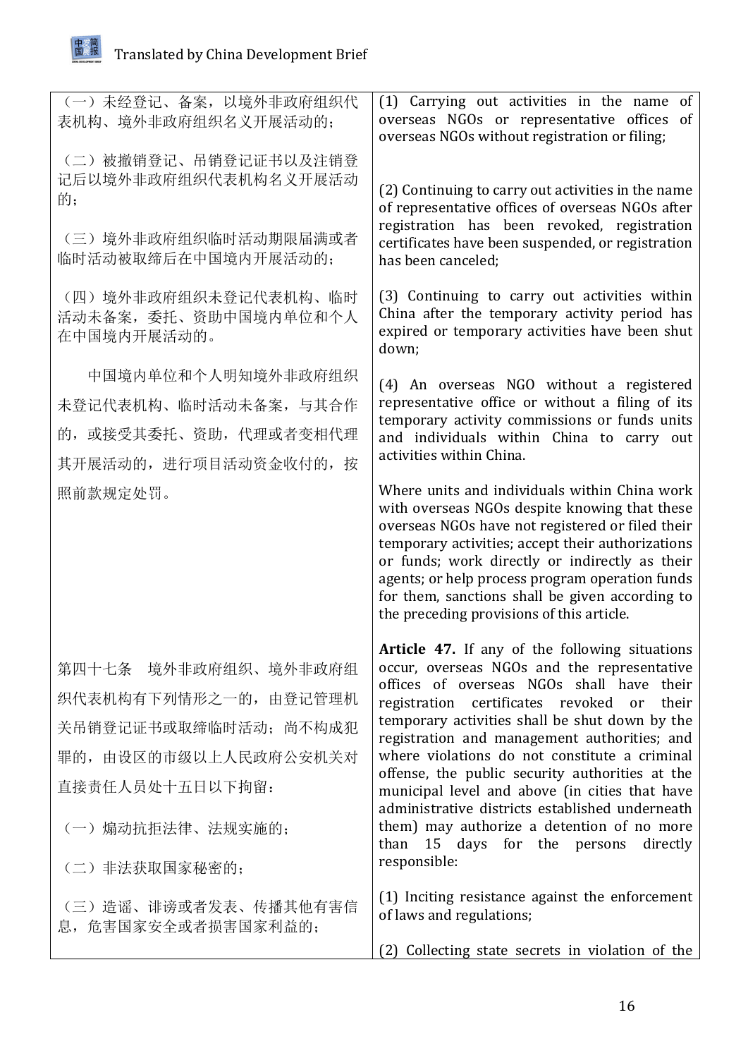| | |
|---|---|
| （一）未经登记、备案，以境外非政府组织代表机构、境外非政府组织名义开展活动的； | (1) Carrying out activities in the name of overseas NGOs or representative offices of overseas NGOs without registration or filing; |
| （二）被撤销登记、吊销登记证书以及注销登记后以境外非政府组织代表机构名义开展活动的； | (2) Continuing to carry out activities in the name of representative offices of overseas NGOs after registration has been revoked, registration certificates have been suspended, or registration has been canceled; |
| （三）境外非政府组织临时活动期限届满或者临时活动被取缔后在中国境内开展活动的； | (3) Continuing to carry out activities within China after the temporary activity period has expired or temporary activities have been shut down; |
| （四）境外非政府组织未登记代表机构、临时活动未备案，委托、资助中国境内单位和个人在中国境内开展活动的。 | (4) An overseas NGO without a registered representative office or without a filing of its temporary activity commissions or funds units and individuals within China to carry out activities within China. |
| 中国境内单位和个人明知境外非政府组织未登记代表机构、临时活动未备案，与其合作的，或接受其委托、资助，代理或者变相代理其开展活动的，进行项目活动资金收付的，按照前款规定处罚。 | Where units and individuals within China work with overseas NGOs despite knowing that these overseas NGOs have not registered or filed their temporary activities; accept their authorizations or funds; work directly or indirectly as their agents; or help process program operation funds for them, sanctions shall be given according to the preceding provisions of this article. |
| 第四十七条　境外非政府组织、境外非政府组织代表机构有下列情形之一的，由登记管理机关吊销登记证书或取缔临时活动；尚不构成犯罪的，由设区的市级以上人民政府公安机关对直接责任人员处十五日以下拘留： | **Article 47.** If any of the following situations occur, overseas NGOs and the representative offices of overseas NGOs shall have their registration certificates revoked or their temporary activities shall be shut down by the registration and management authorities; and where violations do not constitute a criminal offense, the public security authorities at the municipal level and above (in cities that have administrative districts established underneath them) may authorize a detention of no more than 15 days for the persons directly responsible: |
| （一）煽动抗拒法律、法规实施的； | (1) Inciting resistance against the enforcement of laws and regulations; |
| （二）非法获取国家秘密的； | (2) Collecting state secrets in violation of the |
| （三）造谣、诽谤或者发表、传播其他有害信息，危害国家安全或者损害国家利益的； | |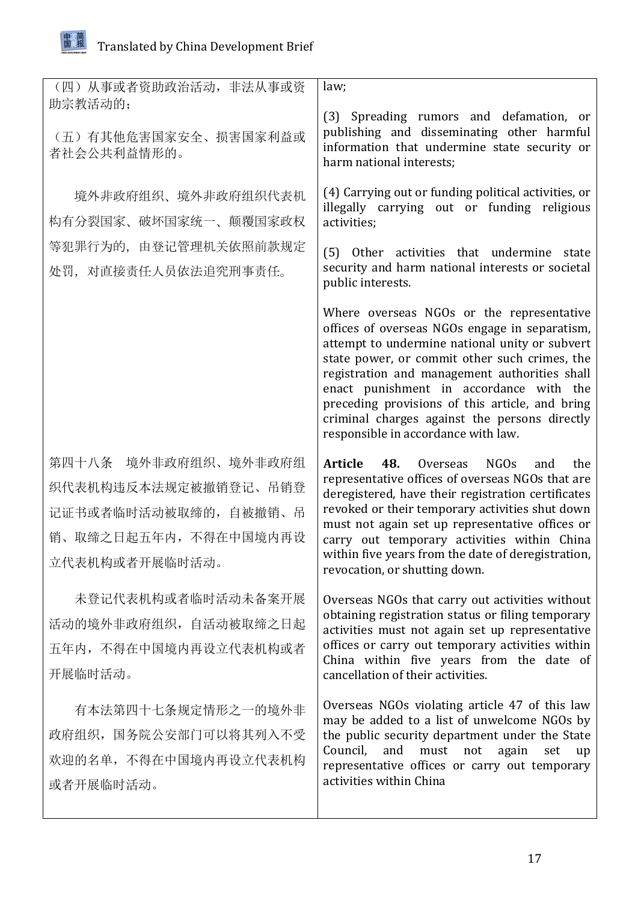| | |
|---|---|
| （四）从事或者资助政治活动，非法从事或资助宗教活动的；<br><br>（五）有其他危害国家安全、损害国家利益或者社会公共利益情形的。<br><br>境外非政府组织、境外非政府组织代表机构有分裂国家、破坏国家统一、颠覆国家政权等犯罪行为的，由登记管理机关依照前款规定处罚，对直接责任人员依法追究刑事责任。 | law;<br><br>(3) Spreading rumors and defamation, or publishing and disseminating other harmful information that undermine state security or harm national interests;<br><br>(4) Carrying out or funding political activities, or illegally carrying out or funding religious activities;<br><br>(5) Other activities that undermine state security and harm national interests or societal public interests.<br><br>Where overseas NGOs or the representative offices of overseas NGOs engage in separatism, attempt to undermine national unity or subvert state power, or commit other such crimes, the registration and management authorities shall enact punishment in accordance with the preceding provisions of this article, and bring criminal charges against the persons directly responsible in accordance with law. |
| 第四十八条　境外非政府组织、境外非政府组织代表机构违反本法规定被撤销登记、吊销登记证书或者临时活动被取缔的，自被撤销、吊销、取缔之日起五年内，不得在中国境内再设立代表机构或者开展临时活动。<br><br>未登记代表机构或者临时活动未备案开展活动的境外非政府组织，自活动被取缔之日起五年内，不得在中国境内再设立代表机构或者开展临时活动。<br><br>有本法第四十七条规定情形之一的境外非政府组织，国务院公安部门可以将其列入不受欢迎的名单，不得在中国境内再设立代表机构或者开展临时活动。 | **Article 48.** Overseas NGOs and the representative offices of overseas NGOs that are deregistered, have their registration certificates revoked or their temporary activities shut down must not again set up representative offices or carry out temporary activities within China within five years from the date of deregistration, revocation, or shutting down.<br><br>Overseas NGOs that carry out activities without obtaining registration status or filing temporary activities must not again set up representative offices or carry out temporary activities within China within five years from the date of cancellation of their activities.<br><br>Overseas NGOs violating article 47 of this law may be added to a list of unwelcome NGOs by the public security department under the State Council, and must not again set up representative offices or carry out temporary activities within China |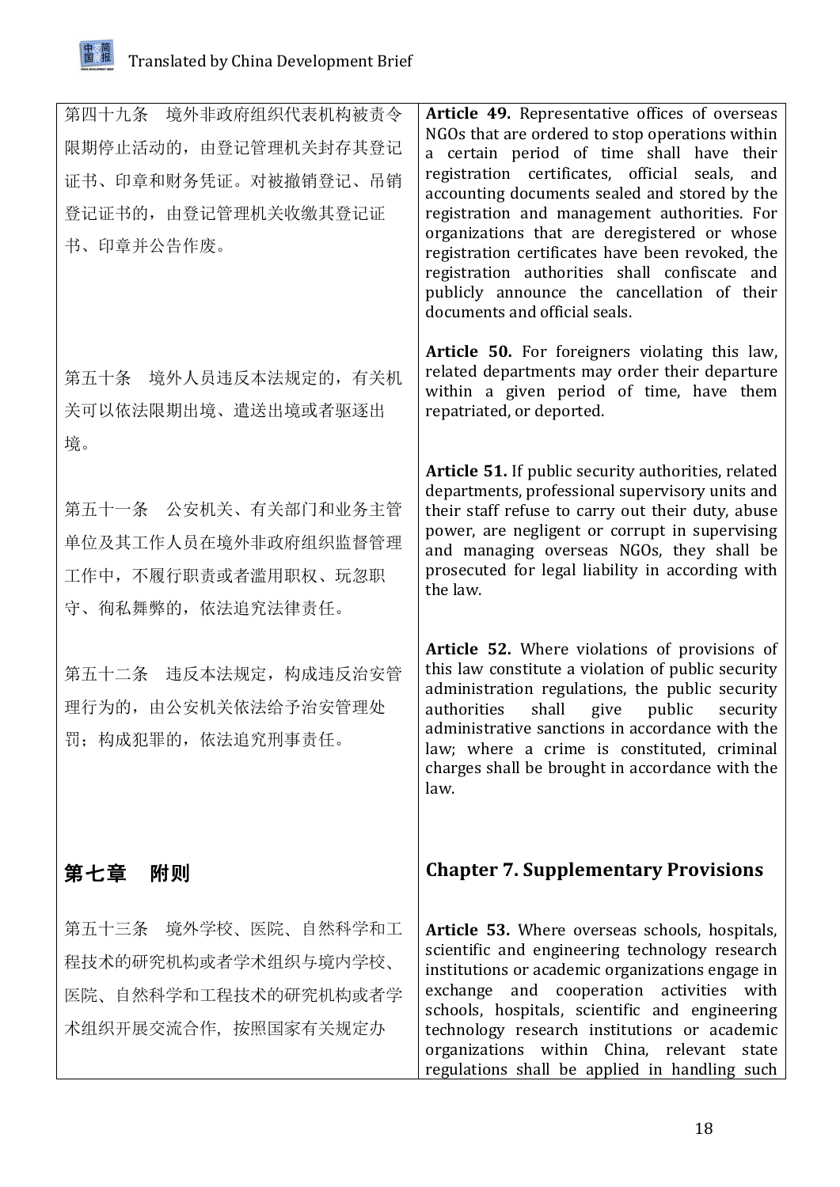| | |
|---|---|
| 第四十九条　境外非政府组织代表机构被责令限期停止活动的，由登记管理机关封存其登记证书、印章和财务凭证。对被撤销登记、吊销登记证书的，由登记管理机关收缴其登记证书、印章并公告作废。 | **Article 49.** Representative offices of overseas NGOs that are ordered to stop operations within a certain period of time shall have their registration certificates, official seals, and accounting documents sealed and stored by the registration and management authorities. For organizations that are deregistered or whose registration certificates have been revoked, the registration authorities shall confiscate and publicly announce the cancellation of their documents and official seals. |
| 第五十条　境外人员违反本法规定的，有关机关可以依法限期出境、遣送出境或者驱逐出境。 | **Article 50.** For foreigners violating this law, related departments may order their departure within a given period of time, have them repatriated, or deported. |
| 第五十一条　公安机关、有关部门和业务主管单位及其工作人员在境外非政府组织监督管理工作中，不履行职责或者滥用职权、玩忽职守、徇私舞弊的，依法追究法律责任。 | **Article 51.** If public security authorities, related departments, professional supervisory units and their staff refuse to carry out their duty, abuse power, are negligent or corrupt in supervising and managing overseas NGOs, they shall be prosecuted for legal liability in according with the law. |
| 第五十二条　违反本法规定，构成违反治安管理行为的，由公安机关依法给予治安管理处罚；构成犯罪的，依法追究刑事责任。 | **Article 52.** Where violations of provisions of this law constitute a violation of public security administration regulations, the public security authorities shall give public security administrative sanctions in accordance with the law; where a crime is constituted, criminal charges shall be brought in accordance with the law. |
| **第七章　附则** | **Chapter 7. Supplementary Provisions** |
| 第五十三条　境外学校、医院、自然科学和工程技术的研究机构或者学术组织与境内学校、医院、自然科学和工程技术的研究机构或者学术组织开展交流合作，按照国家有关规定办 | **Article 53.** Where overseas schools, hospitals, scientific and engineering technology research institutions or academic organizations engage in exchange and cooperation activities with schools, hospitals, scientific and engineering technology research institutions or academic organizations within China, relevant state regulations shall be applied in handling such |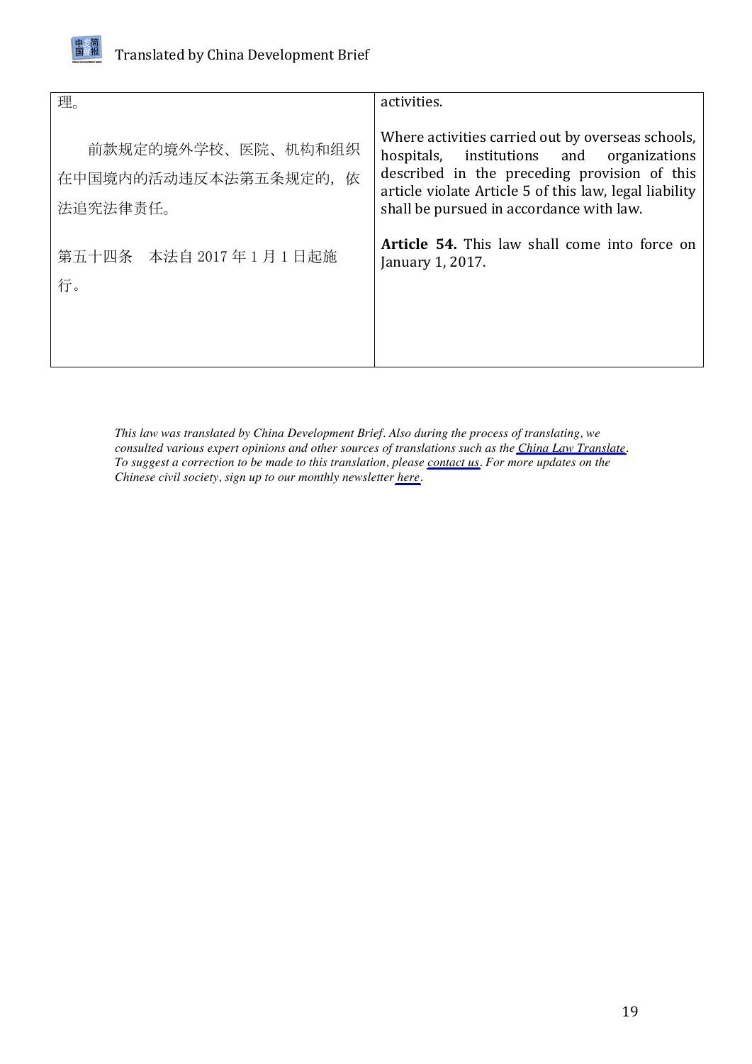| | |
|---|---|
| 理。 | activities. |
| 前款规定的境外学校、医院、机构和组织在中国境内的活动违反本法第五条规定的，依法追究法律责任。 | Where activities carried out by overseas schools, hospitals, institutions and organizations described in the preceding provision of this article violate Article 5 of this law, legal liability shall be pursued in accordance with law. |
| 第五十四条　本法自 2017 年 1 月 1 日起施行。 | **Article 54.** This law shall come into force on January 1, 2017. |

*This law was translated by China Development Brief. Also during the process of translating, we consulted various expert opinions and other sources of translations such as the China Law Translate. To suggest a correction to be made to this translation, please contact us. For more updates on the Chinese civil society, sign up to our monthly newsletter here.*